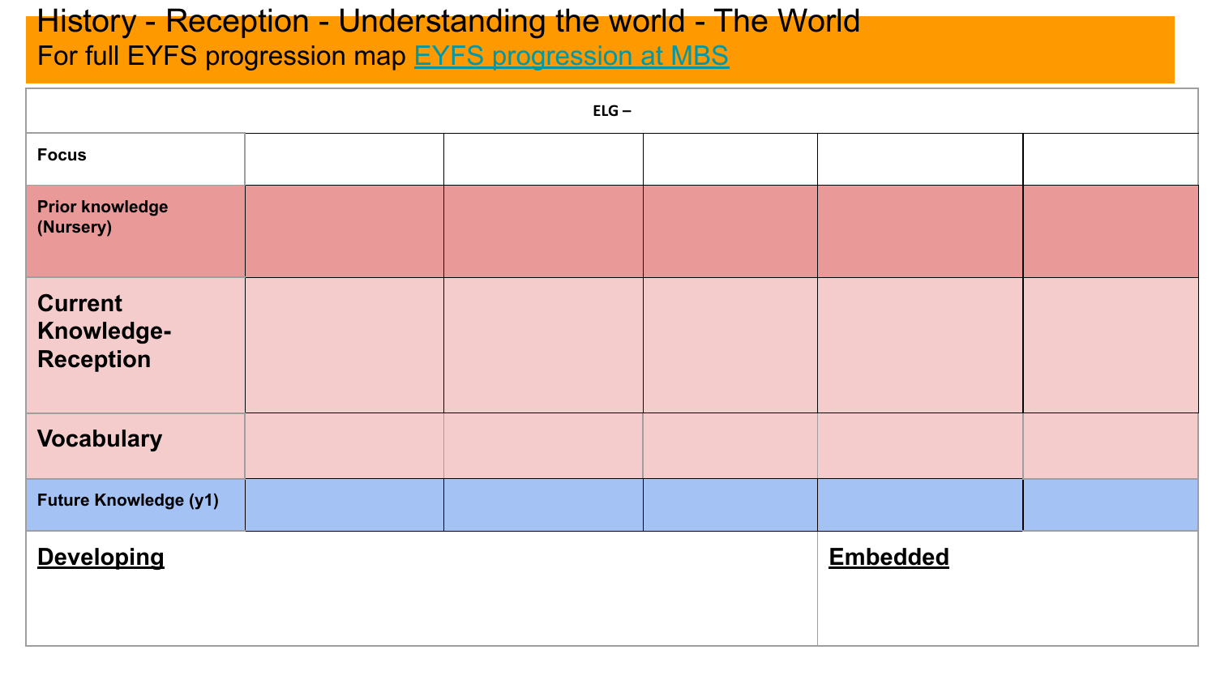# History - Reception - Understanding the world - The World

## For full EYFS progression map EYFS progression at MBS

| ELG – | | | | | |
|---|---|---|---|---|---|
| **Focus** | | | | | |
| **Prior knowledge (Nursery)** | | | | | |
| **Current Knowledge- Reception** | | | | | |
| **Vocabulary** | | | | | |
| **Future Knowledge (y1)** | | | | | |

| **Developing** | **Embedded** |
|---|---|
| | |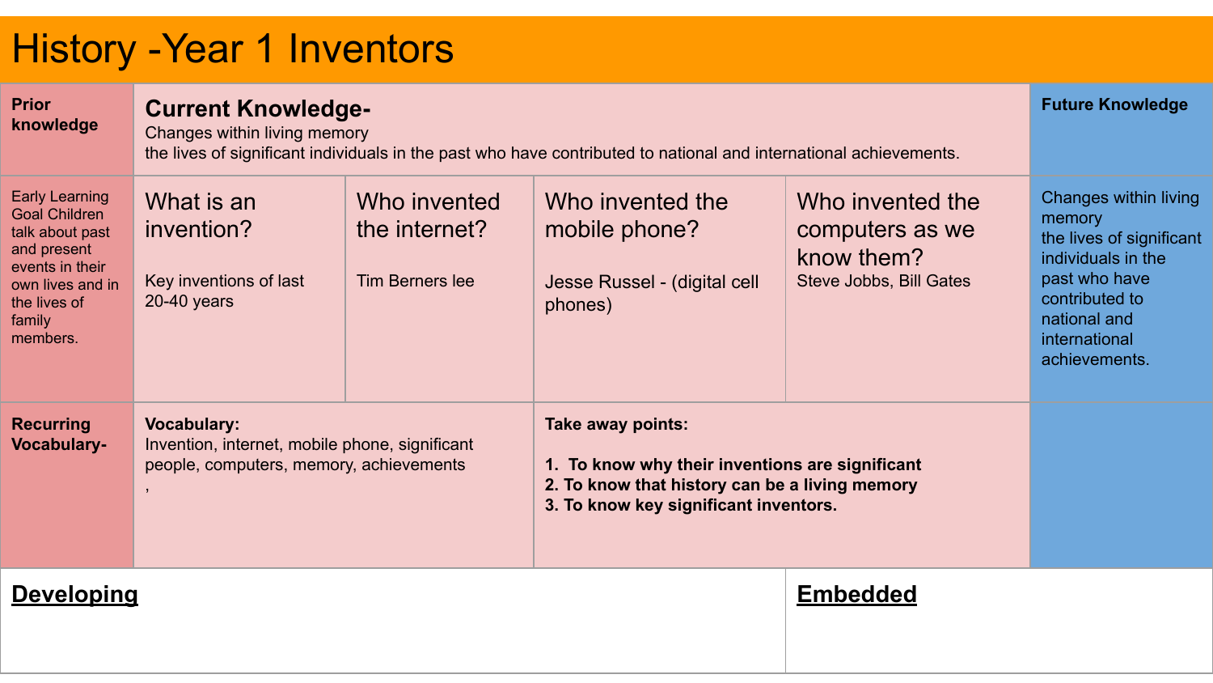# History -Year 1 Inventors

| Prior knowledge | Current Knowledge- Changes within living memory the lives of significant individuals in the past who have contributed to national and international achievements. | | | | Future Knowledge |
|---|---|---|---|---|---|
| Early Learning Goal Children talk about past and present events in their own lives and in the lives of family members. | What is an invention? Key inventions of last 20-40 years | Who invented the internet? Tim Berners lee | Who invented the mobile phone? Jesse Russel - (digital cell phones) | Who invented the computers as we know them? Steve Jobbs, Bill Gates | Changes within living memory the lives of significant individuals in the past who have contributed to national and international achievements. |
| **Recurring Vocabulary-** | **Vocabulary:** Invention, internet, mobile phone, significant people, computers, memory, achievements , | | **Take away points:** 1. To know why their inventions are significant 2. To know that history can be a living memory 3. To know key significant inventors. | | |

| **Developing** | **Embedded** |
|---|---|
| | |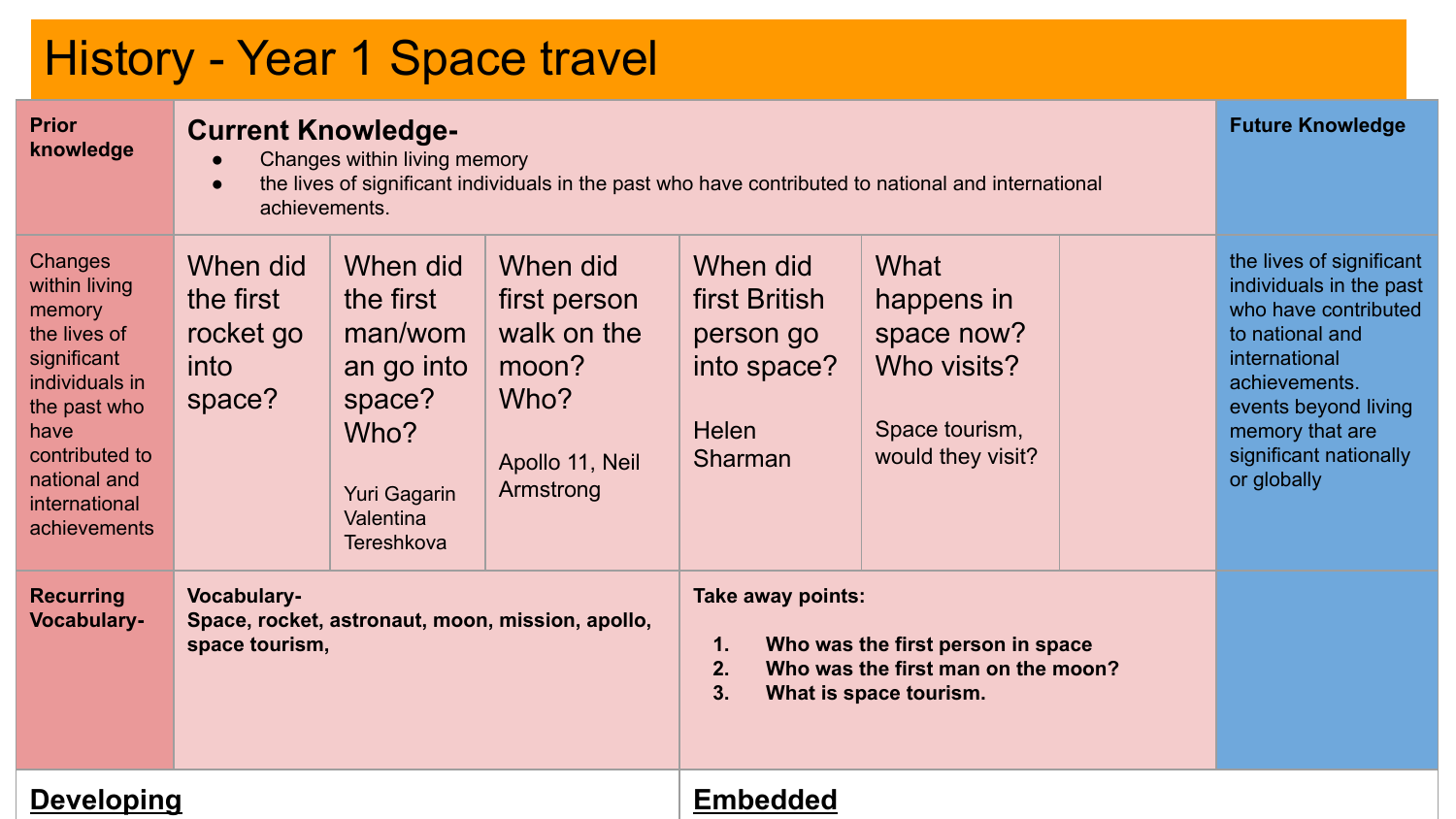# History - Year 1 Space travel

| Prior knowledge | Current Knowledge-<br>● Changes within living memory<br>● the lives of significant individuals in the past who have contributed to national and international achievements. | | | | | | Future Knowledge |
|---|---|---|---|---|---|---|---|
| Changes within living memory<br>the lives of significant individuals in the past who have contributed to national and international achievements | When did the first rocket go into space? | When did the first man/woman go into space? Who?<br><br>Yuri Gagarin<br>Valentina Tereshkova | When did first person walk on the moon? Who?<br><br>Apollo 11, Neil Armstrong | When did first British person go into space?<br><br>Helen Sharman | What happens in space now? Who visits?<br><br>Space tourism, would they visit? | | the lives of significant individuals in the past who have contributed to national and international achievements.<br>events beyond living memory that are significant nationally or globally |
| **Recurring Vocabulary-** | **Vocabulary-**<br>**Space, rocket, astronaut, moon, mission, apollo, space tourism,** | | | **Take away points:**<br>1. **Who was the first person in space**<br>2. **Who was the first man on the moon?**<br>3. **What is space tourism.** | | | |
| **Developing** | | | | **Embedded** | | | |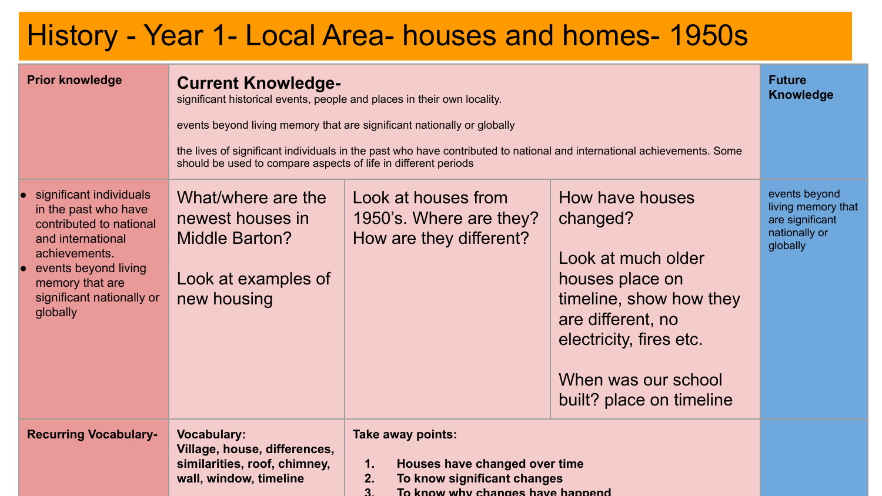# History - Year 1- Local Area- houses and homes- 1950s

| Prior knowledge | Current Knowledge- significant historical events, people and places in their own locality.<br><br>events beyond living memory that are significant nationally or globally<br><br>the lives of significant individuals in the past who have contributed to national and international achievements. Some should be used to compare aspects of life in different periods | | | Future Knowledge |
|---|---|---|---|---|
| • significant individuals in the past who have contributed to national and international achievements.<br>• events beyond living memory that are significant nationally or globally | What/where are the newest houses in Middle Barton?<br><br>Look at examples of new housing | Look at houses from 1950's. Where are they? How are they different? | How have houses changed?<br><br>Look at much older houses place on timeline, show how they are different, no electricity, fires etc.<br><br>When was our school built? place on timeline | events beyond living memory that are significant nationally or globally |
| **Recurring Vocabulary-** | **Vocabulary:**<br>**Village, house, differences, similarities, roof, chimney, wall, window, timeline** | **Take away points:**<br>1. **Houses have changed over time**<br>2. **To know significant changes**<br>3. **To know why changes have happend** | | |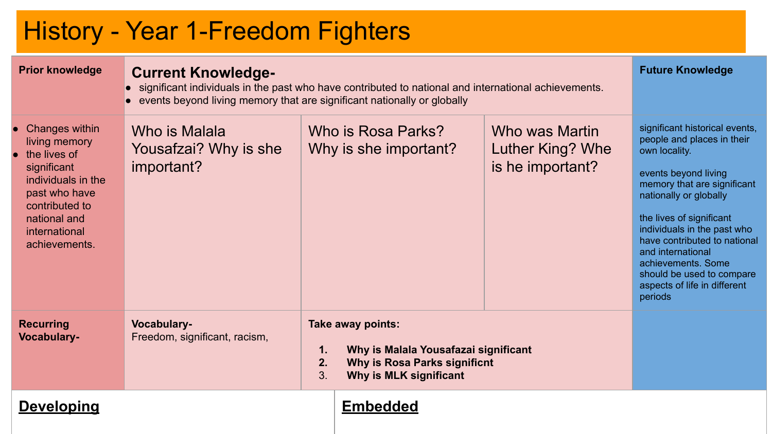# History - Year 1-Freedom Fighters

| Prior knowledge | Current Knowledge- | | | Future Knowledge |
|---|---|---|---|---|
| | • significant individuals in the past who have contributed to national and international achievements.<br>• events beyond living memory that are significant nationally or globally | | | |
| • Changes within living memory<br>• the lives of significant individuals in the past who have contributed to national and international achievements. | Who is Malala Yousafzai? Why is she important? | Who is Rosa Parks? Why is she important? | Who was Martin Luther King? Whe is he important? | significant historical events, people and places in their own locality.<br><br>events beyond living memory that are significant nationally or globally<br><br>the lives of significant individuals in the past who have contributed to national and international achievements. Some should be used to compare aspects of life in different periods |
| **Recurring Vocabulary-** | **Vocabulary-**<br>Freedom, significant, racism, | **Take away points:**<br><br>1. **Why is Malala Yousafazai significant**<br>2. **Why is Rosa Parks significnt**<br>3. **Why is MLK significant** | | |

| **Developing** | **Embedded** |
|---|---|
| | |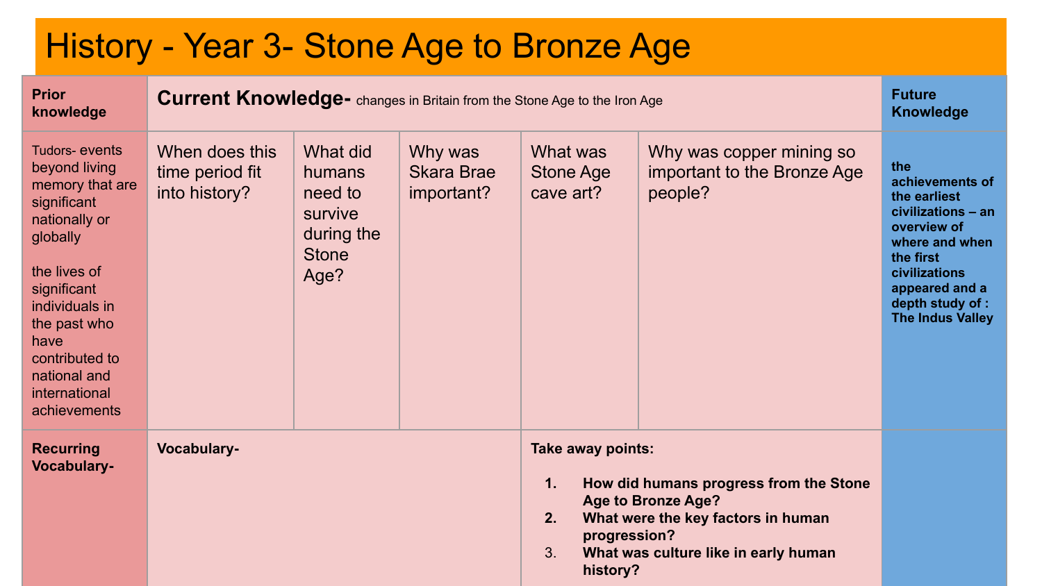# History - Year 3- Stone Age to Bronze Age

| Prior knowledge | Current Knowledge- changes in Britain from the Stone Age to the Iron Age | | | | | Future Knowledge |
|---|---|---|---|---|---|---|
| Tudors- events beyond living memory that are significant nationally or globally<br><br>the lives of significant individuals in the past who have contributed to national and international achievements | When does this time period fit into history? | What did humans need to survive during the Stone Age? | Why was Skara Brae important? | What was Stone Age cave art? | Why was copper mining so important to the Bronze Age people? | **the achievements of the earliest civilizations – an overview of where and when the first civilizations appeared and a depth study of : The Indus Valley** |
| **Recurring Vocabulary-** | **Vocabulary-** | | | **Take away points:**<br><br>1. **How did humans progress from the Stone Age to Bronze Age?**<br>2. **What were the key factors in human progression?**<br>3. **What was culture like in early human history?** | | |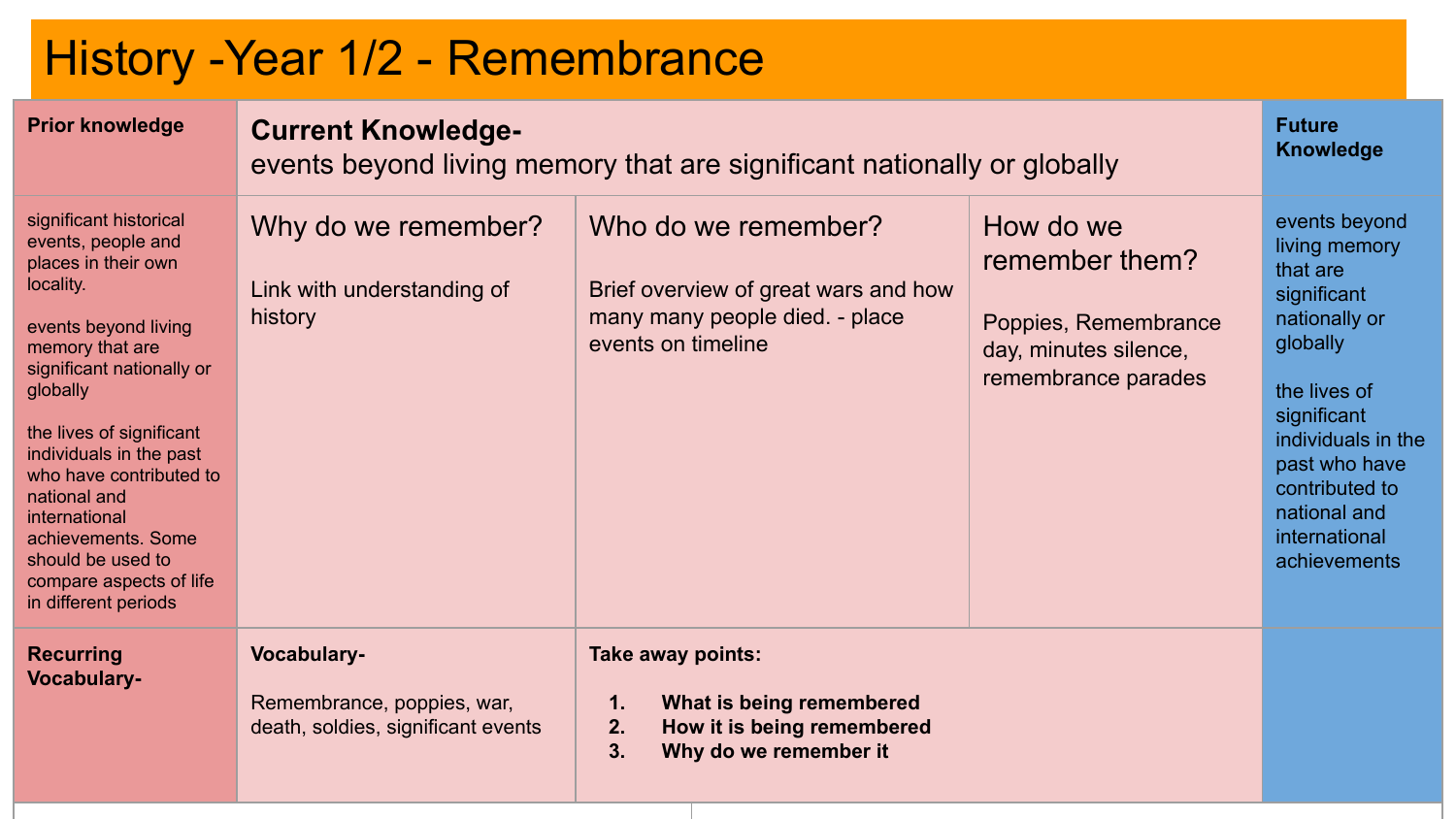# History -Year 1/2 - Remembrance

| Prior knowledge | Current Knowledge- events beyond living memory that are significant nationally or globally | | | Future Knowledge |
|---|---|---|---|---|
| significant historical events, people and places in their own locality.<br><br>events beyond living memory that are significant nationally or globally<br><br>the lives of significant individuals in the past who have contributed to national and international achievements. Some should be used to compare aspects of life in different periods | Why do we remember?<br><br>Link with understanding of history | Who do we remember?<br><br>Brief overview of great wars and how many many people died. - place events on timeline | How do we remember them?<br><br>Poppies, Remembrance day, minutes silence, remembrance parades | events beyond living memory that are significant nationally or globally<br><br>the lives of significant individuals in the past who have contributed to national and international achievements |
| **Recurring Vocabulary-** | **Vocabulary-**<br><br>Remembrance, poppies, war, death, soldies, significant events | **Take away points:**<br><br>1. **What is being remembered**<br>2. **How it is being remembered**<br>3. **Why do we remember it** | | |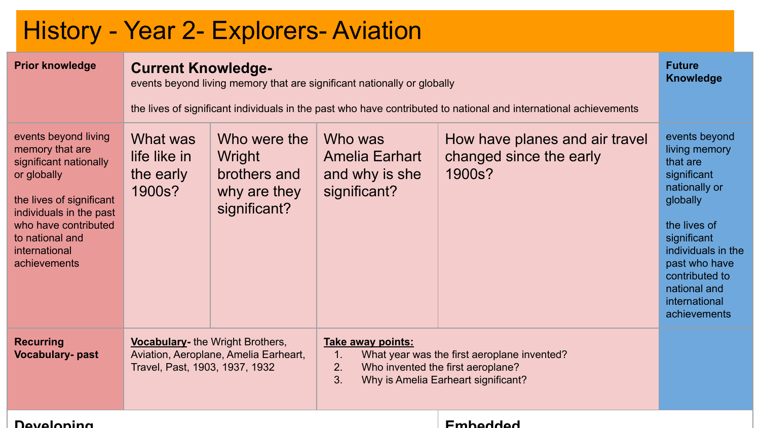# History - Year 2- Explorers- Aviation

| Prior knowledge | Current Knowledge- events beyond living memory that are significant nationally or globally<br><br>the lives of significant individuals in the past who have contributed to national and international achievements | | | | Future Knowledge |
|---|---|---|---|---|---|
| events beyond living memory that are significant nationally or globally<br><br>the lives of significant individuals in the past who have contributed to national and international achievements | What was life like in the early 1900s? | Who were the Wright brothers and why are they significant? | Who was Amelia Earhart and why is she significant? | How have planes and air travel changed since the early 1900s? | events beyond living memory that are significant nationally or globally<br><br>the lives of significant individuals in the past who have contributed to national and international achievements |
| **Recurring Vocabulary- past** | **Vocabulary-** the Wright Brothers, Aviation, Aeroplane, Amelia Earheart, Travel, Past, 1903, 1937, 1932 | | **Take away points:**<br>1. What year was the first aeroplane invented?<br>2. Who invented the first aeroplane?<br>3. Why is Amelia Earheart significant? | | |

**Developing**

**Embedded**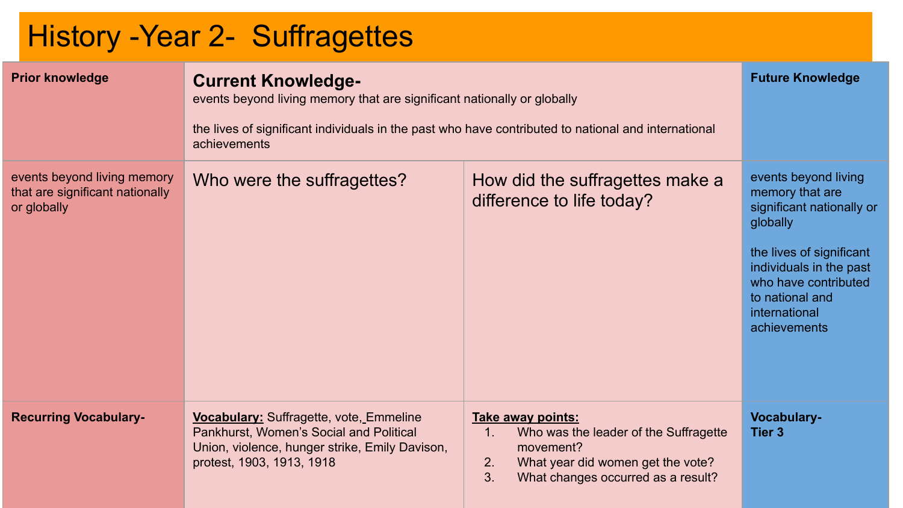# History -Year 2- Suffragettes

| Prior knowledge | Current Knowledge- events beyond living memory that are significant nationally or globally<br><br>the lives of significant individuals in the past who have contributed to national and international achievements | | Future Knowledge |
| --- | --- | --- | --- |
| events beyond living memory that are significant nationally or globally | Who were the suffragettes? | How did the suffragettes make a difference to life today? | events beyond living memory that are significant nationally or globally<br><br>the lives of significant individuals in the past who have contributed to national and international achievements |
| **Recurring Vocabulary-** | **Vocabulary:** Suffragette, vote, Emmeline Pankhurst, Women's Social and Political Union, violence, hunger strike, Emily Davison, protest, 1903, 1913, 1918 | **Take away points:**<br>1. Who was the leader of the Suffragette movement?<br>2. What year did women get the vote?<br>3. What changes occurred as a result? | **Vocabulary- Tier 3** |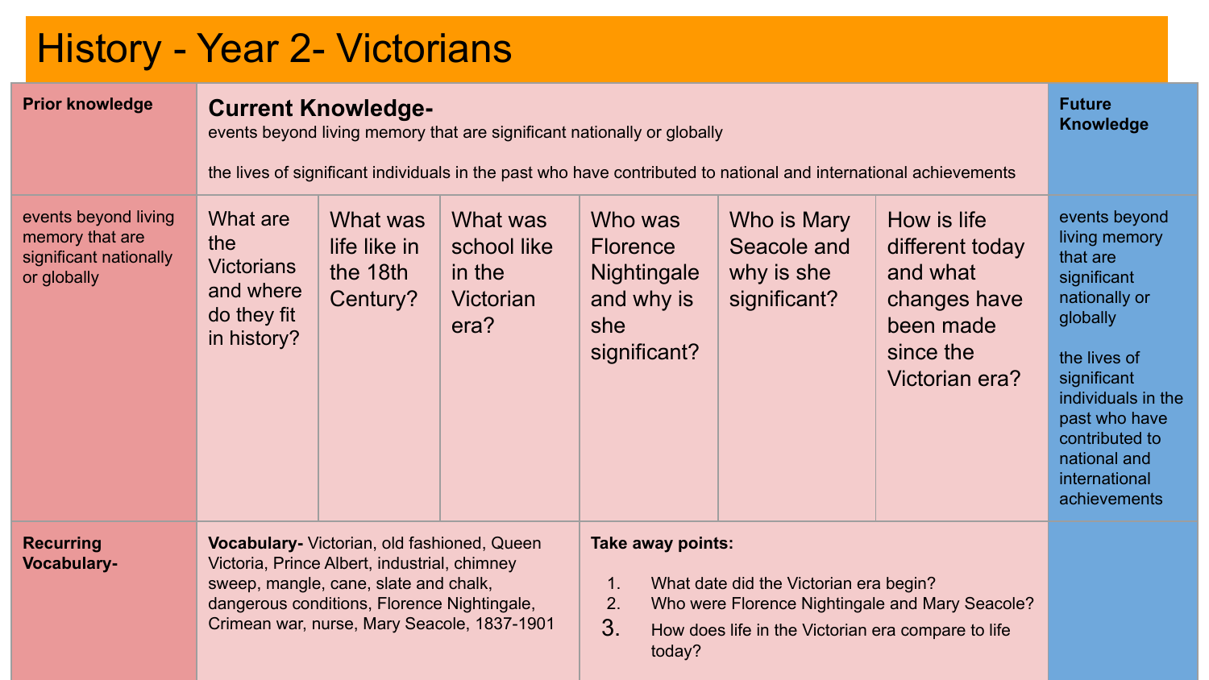# History - Year 2- Victorians

| Prior knowledge | Current Knowledge- events beyond living memory that are significant nationally or globally<br><br>the lives of significant individuals in the past who have contributed to national and international achievements | | | | | | Future Knowledge |
|---|---|---|---|---|---|---|---|
| events beyond living memory that are significant nationally or globally | What are the Victorians and where do they fit in history? | What was life like in the 18th Century? | What was school like in the Victorian era? | Who was Florence Nightingale and why is she significant? | Who is Mary Seacole and why is she significant? | How is life different today and what changes have been made since the Victorian era? | events beyond living memory that are significant nationally or globally<br><br>the lives of significant individuals in the past who have contributed to national and international achievements |
| **Recurring Vocabulary-** | **Vocabulary-** Victorian, old fashioned, Queen Victoria, Prince Albert, industrial, chimney sweep, mangle, cane, slate and chalk, dangerous conditions, Florence Nightingale, Crimean war, nurse, Mary Seacole, 1837-1901 | | | **Take away points:**<br>1. What date did the Victorian era begin?<br>2. Who were Florence Nightingale and Mary Seacole?<br>3. How does life in the Victorian era compare to life today? | | | |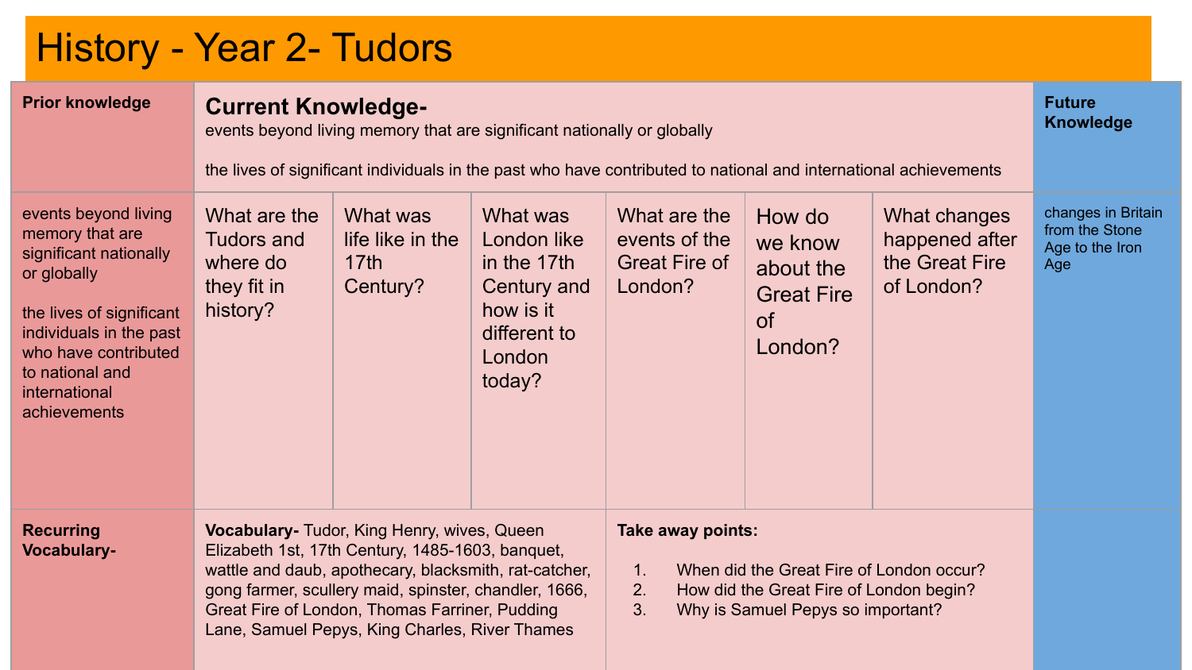# History - Year 2- Tudors

| Prior knowledge | Current Knowledge- events beyond living memory that are significant nationally or globally<br><br>the lives of significant individuals in the past who have contributed to national and international achievements | | | | | | Future Knowledge |
|---|---|---|---|---|---|---|---|
| events beyond living memory that are significant nationally or globally<br><br>the lives of significant individuals in the past who have contributed to national and international achievements | What are the Tudors and where do they fit in history? | What was life like in the 17th Century? | What was London like in the 17th Century and how is it different to London today? | What are the events of the Great Fire of London? | How do we know about the Great Fire of London? | What changes happened after the Great Fire of London? | changes in Britain from the Stone Age to the Iron Age |
| **Recurring Vocabulary-** | **Vocabulary-** Tudor, King Henry, wives, Queen Elizabeth 1st, 17th Century, 1485-1603, banquet, wattle and daub, apothecary, blacksmith, rat-catcher, gong farmer, scullery maid, spinster, chandler, 1666, Great Fire of London, Thomas Farriner, Pudding Lane, Samuel Pepys, King Charles, River Thames | | | **Take away points:**<br>1. When did the Great Fire of London occur?<br>2. How did the Great Fire of London begin?<br>3. Why is Samuel Pepys so important? | | | |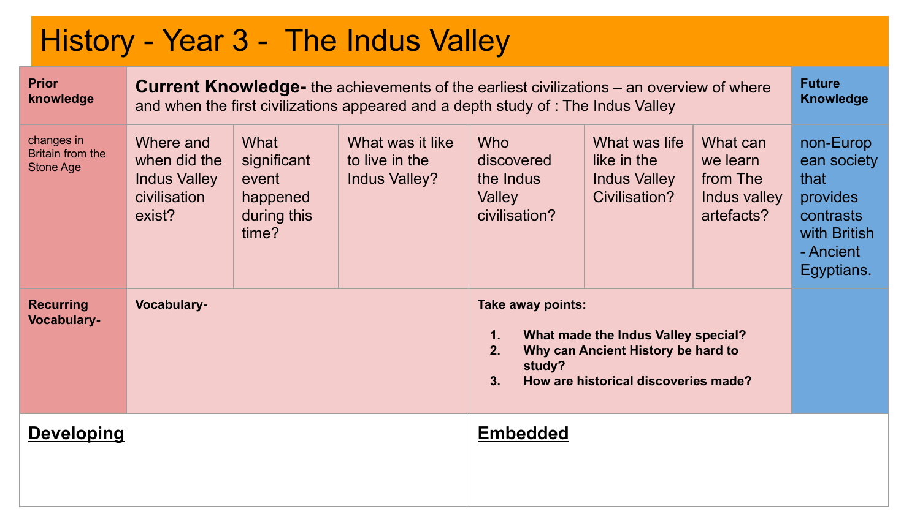# History - Year 3 - The Indus Valley

| Prior knowledge | **Current Knowledge-** the achievements of the earliest civilizations – an overview of where and when the first civilizations appeared and a depth study of : The Indus Valley | | | | | | Future Knowledge |
|---|---|---|---|---|---|---|---|
| changes in Britain from the Stone Age | Where and when did the Indus Valley civilisation exist? | What significant event happened during this time? | What was it like to live in the Indus Valley? | Who discovered the Indus Valley civilisation? | What was life like in the Indus Valley Civilisation? | What can we learn from The Indus valley artefacts? | non-European society that provides contrasts with British - Ancient Egyptians. |
| **Recurring Vocabulary-** | **Vocabulary-** | | | **Take away points:** 1. **What made the Indus Valley special?** 2. **Why can Ancient History be hard to study?** 3. **How are historical discoveries made?** | | | |

| **Developing** | **Embedded** |
|---|---|
| | |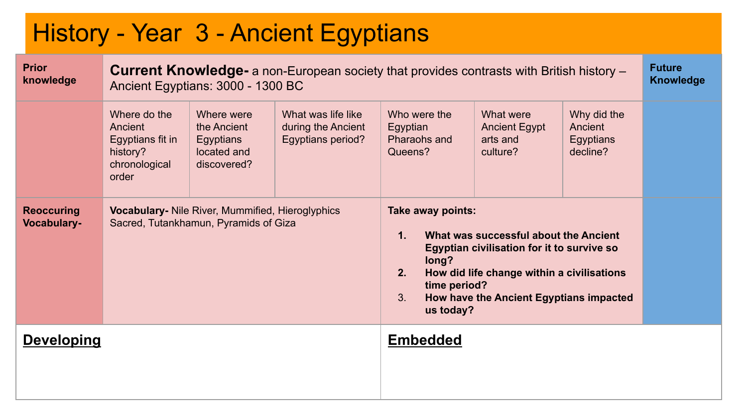# History - Year 3 - Ancient Egyptians

| Prior knowledge | **Current Knowledge-** a non-European society that provides contrasts with British history – Ancient Egyptians: 3000 - 1300 BC | | | | | | Future Knowledge |
|---|---|---|---|---|---|---|---|
| | Where do the Ancient Egyptians fit in history? chronological order | Where were the Ancient Egyptians located and discovered? | What was life like during the Ancient Egyptians period? | Who were the Egyptian Pharaohs and Queens? | What were Ancient Egypt arts and culture? | Why did the Ancient Egyptians decline? | |
| Reoccuring Vocabulary- | **Vocabulary-** Nile River, Mummified, Hieroglyphics Sacred, Tutankhamun, Pyramids of Giza | | | **Take away points:** 1. **What was successful about the Ancient Egyptian civilisation for it to survive so long?** 2. **How did life change within a civilisations time period?** 3. **How have the Ancient Egyptians impacted us today?** | | | |

| **Developing** | **Embedded** |
|---|---|
| | |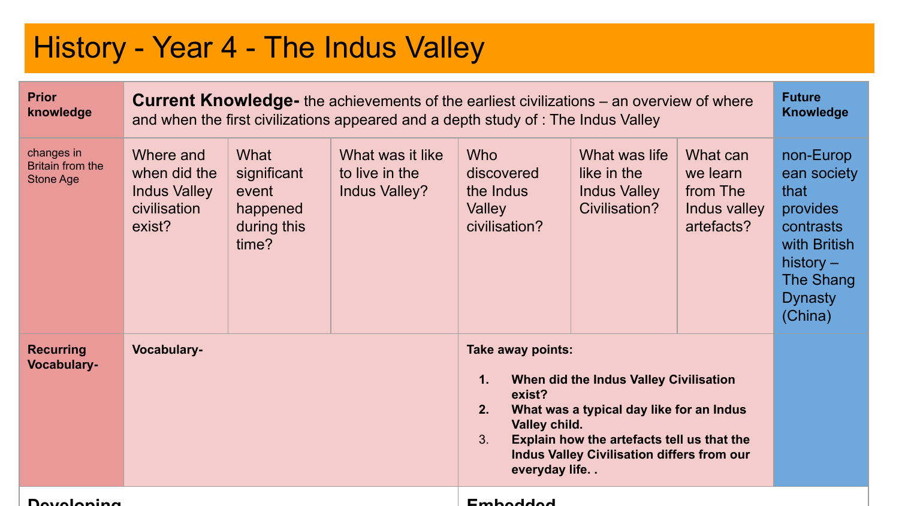# History - Year 4 - The Indus Valley

| Prior knowledge | **Current Knowledge-** the achievements of the earliest civilizations – an overview of where and when the first civilizations appeared and a depth study of : The Indus Valley | | | | | | Future Knowledge |
|---|---|---|---|---|---|---|---|
| changes in Britain from the Stone Age | Where and when did the Indus Valley civilisation exist? | What significant event happened during this time? | What was it like to live in the Indus Valley? | Who discovered the Indus Valley civilisation? | What was life like in the Indus Valley Civilisation? | What can we learn from The Indus valley artefacts? | non-European society that provides contrasts with British history – The Shang Dynasty (China) |
| **Recurring Vocabulary-** | **Vocabulary-** | | | **Take away points:**<br><br>1. **When did the Indus Valley Civilisation exist?**<br>2. **What was a typical day like for an Indus Valley child.**<br>3. **Explain how the artefacts tell us that the Indus Valley Civilisation differs from our everyday life. .** | | | |

| Developing | Embedded |
|---|---|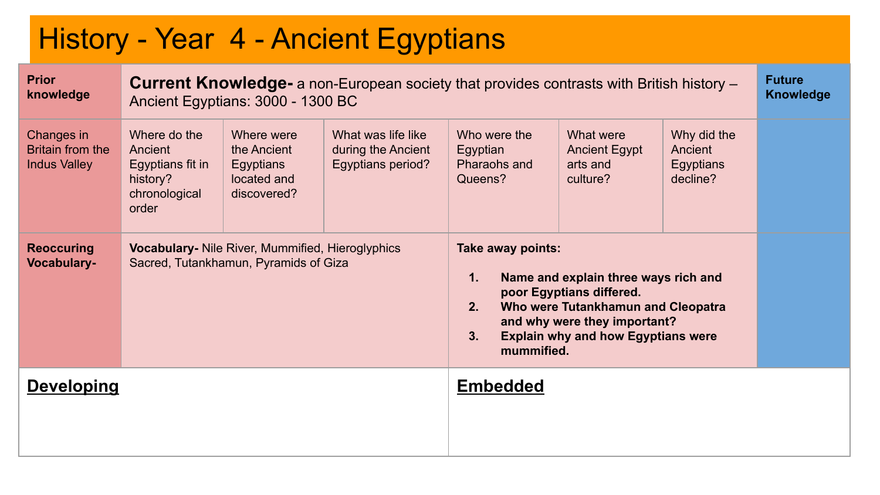# History - Year 4 - Ancient Egyptians

| **Prior knowledge** | **Current Knowledge-** a non-European society that provides contrasts with British history – Ancient Egyptians: 3000 - 1300 BC | | | | | | **Future Knowledge** |
|---|---|---|---|---|---|---|---|
| Changes in Britain from the Indus Valley | Where do the Ancient Egyptians fit in history? chronological order | Where were the Ancient Egyptians located and discovered? | What was life like during the Ancient Egyptians period? | Who were the Egyptian Pharaohs and Queens? | What were Ancient Egypt arts and culture? | Why did the Ancient Egyptians decline? | |
| **Reoccuring Vocabulary-** | **Vocabulary-** Nile River, Mummified, Hieroglyphics Sacred, Tutankhamun, Pyramids of Giza | | | **Take away points:** 1. **Name and explain three ways rich and poor Egyptians differed.** 2. **Who were Tutankhamun and Cleopatra and why were they important?** 3. **Explain why and how Egyptians were mummified.** | | | |

| **Developing** | **Embedded** |
|---|---|
| | |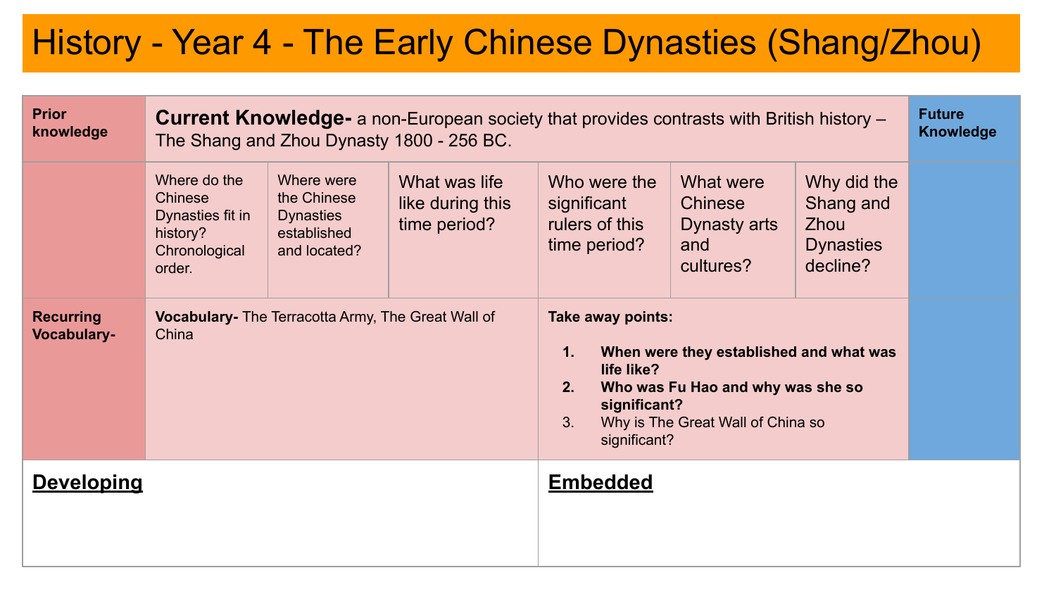# History - Year 4 - The Early Chinese Dynasties (Shang/Zhou)

| Prior knowledge | **Current Knowledge-** a non-European society that provides contrasts with British history – The Shang and Zhou Dynasty 1800 - 256 BC. | | | | | | Future Knowledge |
|---|---|---|---|---|---|---|---|
| | Where do the Chinese Dynasties fit in history? Chronological order. | Where were the Chinese Dynasties established and located? | What was life like during this time period? | Who were the significant rulers of this time period? | What were Chinese Dynasty arts and cultures? | Why did the Shang and Zhou Dynasties decline? | |
| Recurring Vocabulary- | **Vocabulary-** The Terracotta Army, The Great Wall of China | | | **Take away points:** 1. **When were they established and what was life like?** 2. **Who was Fu Hao and why was she so significant?** 3. Why is The Great Wall of China so significant? | | | |

| **Developing** | **Embedded** |
|---|---|
| | |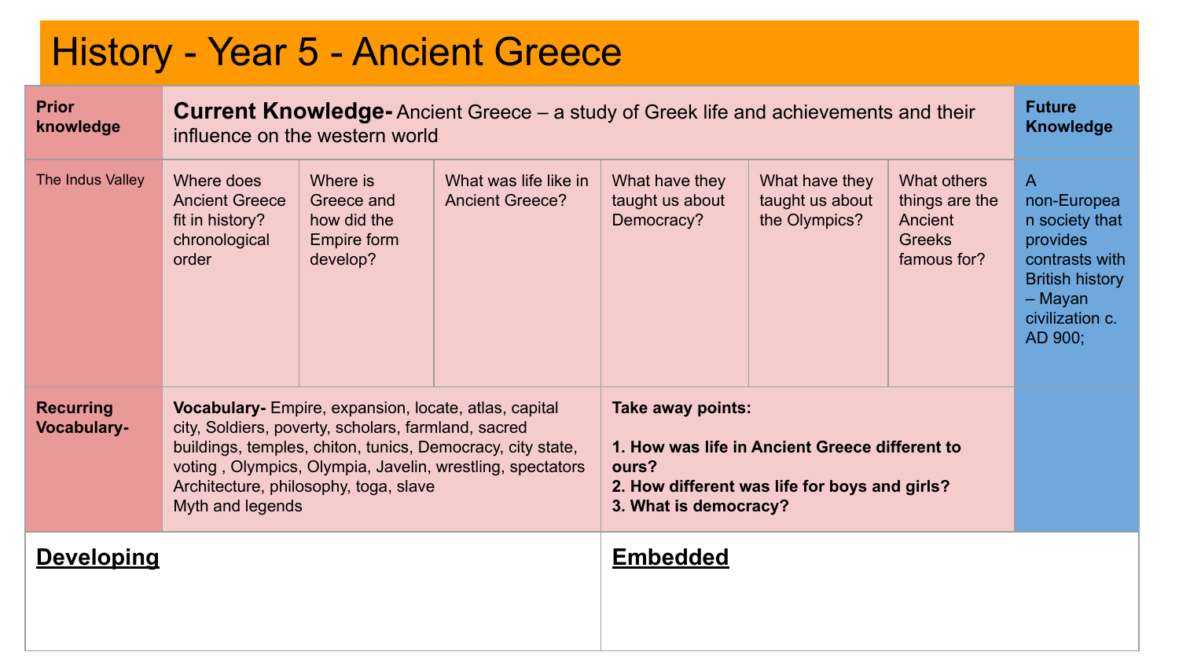# History - Year 5 - Ancient Greece

| **Prior knowledge** | **Current Knowledge-** Ancient Greece – a study of Greek life and achievements and their influence on the western world | | | | | | **Future Knowledge** |
|---|---|---|---|---|---|---|---|
| The Indus Valley | Where does Ancient Greece fit in history? chronological order | Where is Greece and how did the Empire form develop? | What was life like in Ancient Greece? | What have they taught us about Democracy? | What have they taught us about the Olympics? | What others things are the Ancient Greeks famous for? | A non-European society that provides contrasts with British history – Mayan civilization c. AD 900; |
| **Recurring Vocabulary-** | **Vocabulary-** Empire, expansion, locate, atlas, capital city, Soldiers, poverty, scholars, farmland, sacred buildings, temples, chiton, tunics, Democracy, city state, voting , Olympics, Olympia, Javelin, wrestling, spectators Architecture, philosophy, toga, slave Myth and legends | | | **Take away points:**<br><br>**1. How was life in Ancient Greece different to ours?**<br>**2. How different was life for boys and girls?**<br>**3. What is democracy?** | | | |

| **Developing** | **Embedded** |
|---|---|
| | |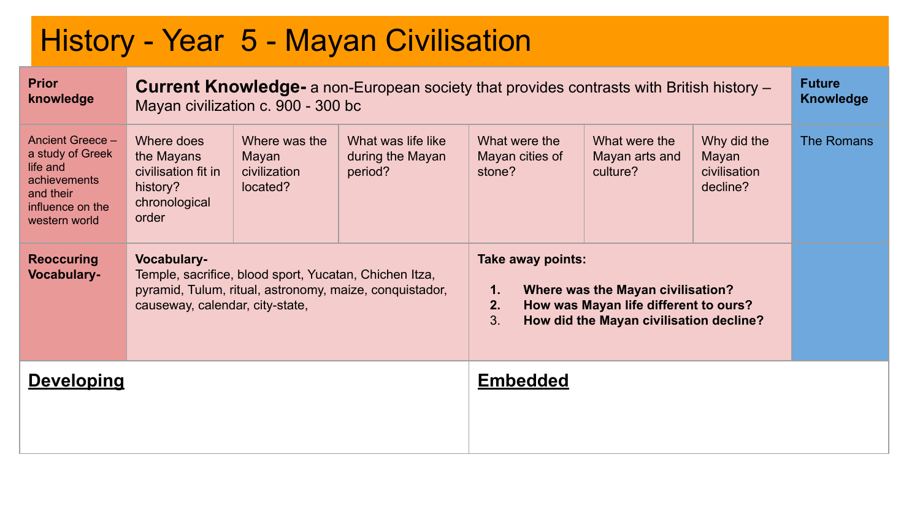# History - Year 5 - Mayan Civilisation

| **Prior knowledge** | **Current Knowledge-** a non-European society that provides contrasts with British history – Mayan civilization c. 900 - 300 bc | | | | | | **Future Knowledge** |
|---|---|---|---|---|---|---|---|
| Ancient Greece – a study of Greek life and achievements and their influence on the western world | Where does the Mayans civilisation fit in history? chronological order | Where was the Mayan civilization located? | What was life like during the Mayan period? | What were the Mayan cities of stone? | What were the Mayan arts and culture? | Why did the Mayan civilisation decline? | The Romans |
| **Reoccuring Vocabulary-** | **Vocabulary-** Temple, sacrifice, blood sport, Yucatan, Chichen Itza, pyramid, Tulum, ritual, astronomy, maize, conquistador, causeway, calendar, city-state, | | | **Take away points:** 1. **Where was the Mayan civilisation?** 2. **How was Mayan life different to ours?** 3. **How did the Mayan civilisation decline?** | | | |

| **Developing** | **Embedded** |
|---|---|
| | |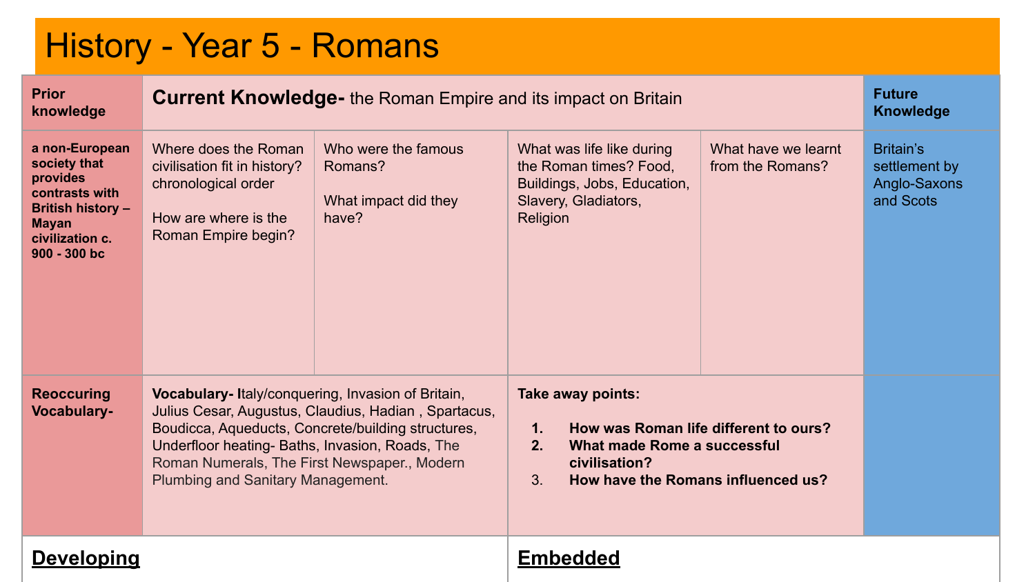# History - Year 5 - Romans

| Prior knowledge | Current Knowledge- the Roman Empire and its impact on Britain | | | | Future Knowledge |
|---|---|---|---|---|---|
| **a non-European society that provides contrasts with British history – Mayan civilization c. 900 - 300 bc** | Where does the Roman civilisation fit in history? chronological order<br><br>How are where is the Roman Empire begin? | Who were the famous Romans?<br><br>What impact did they have? | What was life like during the Roman times? Food, Buildings, Jobs, Education, Slavery, Gladiators, Religion | What have we learnt from the Romans? | Britain's settlement by Anglo-Saxons and Scots |
| **Reoccuring Vocabulary-** | **Vocabulary-** Italy/conquering, Invasion of Britain, Julius Cesar, Augustus, Claudius, Hadian , Spartacus, Boudicca, Aqueducts, Concrete/building structures, Underfloor heating- Baths, Invasion, Roads, The Roman Numerals, The First Newspaper., Modern Plumbing and Sanitary Management. | | **Take away points:**<br><br>1. **How was Roman life different to ours?**<br>2. **What made Rome a successful civilisation?**<br>3. **How have the Romans influenced us?** | | |
| **Developing** | | | **Embedded** | | |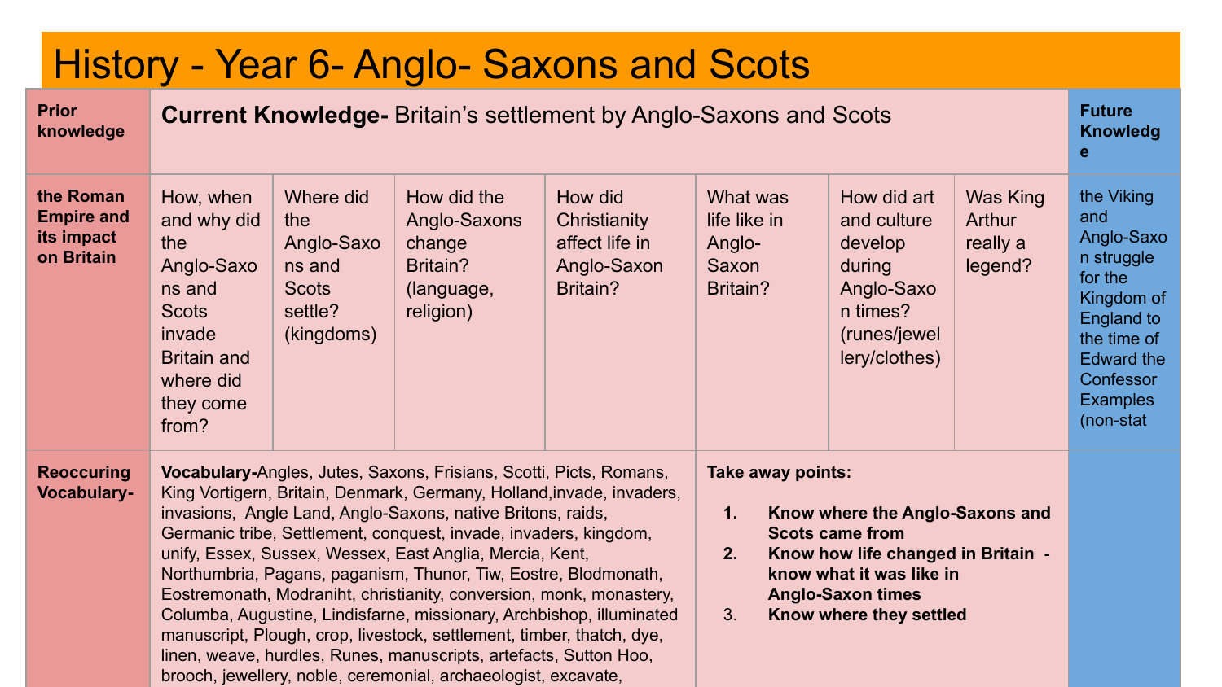# History - Year 6- Anglo- Saxons and Scots

| Prior knowledge | **Current Knowledge-** Britain's settlement by Anglo-Saxons and Scots | | | | | | | Future Knowledge |
|---|---|---|---|---|---|---|---|---|
| the Roman Empire and its impact on Britain | How, when and why did the Anglo-Saxons and Scots invade Britain and where did they come from? | Where did the Anglo-Saxons and Scots settle? (kingdoms) | How did the Anglo-Saxons change Britain? (language, religion) | How did Christianity affect life in Anglo-Saxon Britain? | What was life like in Anglo-Saxon Britain? | How did art and culture develop during Anglo-Saxon times? (runes/jewellery/clothes) | Was King Arthur really a legend? | the Viking and Anglo-Saxon struggle for the Kingdom of England to the time of Edward the Confessor Examples (non-stat |
| Reoccuring Vocabulary- | **Vocabulary-**Angles, Jutes, Saxons, Frisians, Scotti, Picts, Romans, King Vortigern, Britain, Denmark, Germany, Holland,invade, invaders, invasions, Angle Land, Anglo-Saxons, native Britons, raids, Germanic tribe, Settlement, conquest, invade, invaders, kingdom, unify, Essex, Sussex, Wessex, East Anglia, Mercia, Kent, Northumbria, Pagans, paganism, Thunor, Tiw, Eostre, Blodmonath, Eostremonath, Modraniht, christianity, conversion, monk, monastery, Columba, Augustine, Lindisfarne, missionary, Archbishop, illuminated manuscript, Plough, crop, livestock, settlement, timber, thatch, dye, linen, weave, hurdles, Runes, manuscripts, artefacts, Sutton Hoo, brooch, jewellery, noble, ceremonial, archaeologist, excavate, | | | | **Take away points:**<br>1. **Know where the Anglo-Saxons and Scots came from**<br>2. **Know how life changed in Britain - know what it was like in Anglo-Saxon times**<br>3. **Know where they settled** | | | |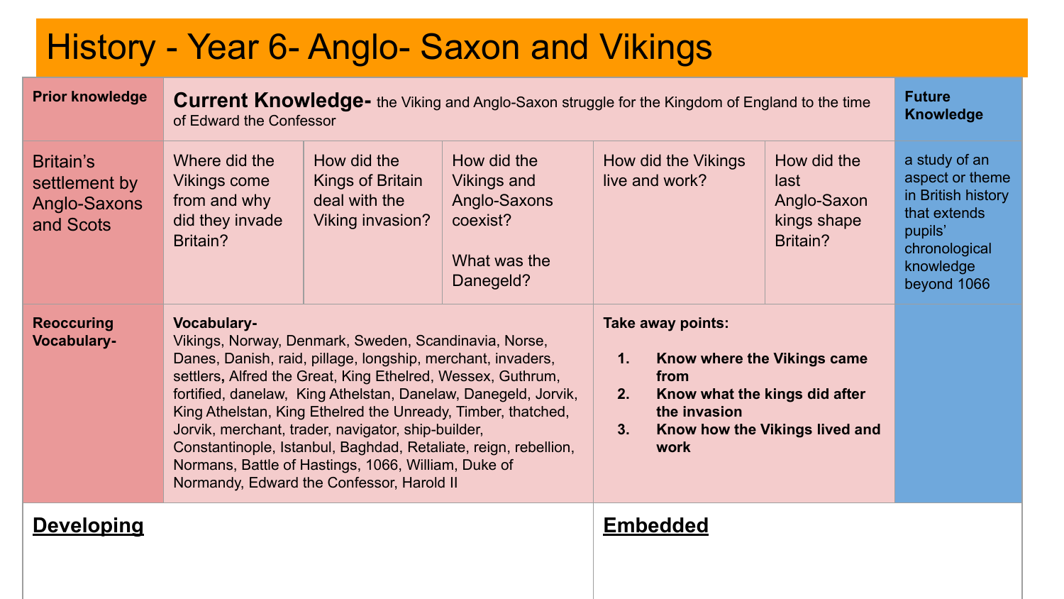# History - Year 6- Anglo- Saxon and Vikings

| Prior knowledge | **Current Knowledge-** the Viking and Anglo-Saxon struggle for the Kingdom of England to the time of Edward the Confessor | | | | | Future Knowledge |
|---|---|---|---|---|---|---|
| Britain's settlement by Anglo-Saxons and Scots | Where did the Vikings come from and why did they invade Britain? | How did the Kings of Britain deal with the Viking invasion? | How did the Vikings and Anglo-Saxons coexist? What was the Danegeld? | How did the Vikings live and work? | How did the last Anglo-Saxon kings shape Britain? | a study of an aspect or theme in British history that extends pupils' chronological knowledge beyond 1066 |
| Reoccuring Vocabulary- | **Vocabulary-** Vikings, Norway, Denmark, Sweden, Scandinavia, Norse, Danes, Danish, raid, pillage, longship, merchant, invaders, settlers**,** Alfred the Great, King Ethelred, Wessex, Guthrum, fortified, danelaw, King Athelstan, Danelaw, Danegeld, Jorvik, King Athelstan, King Ethelred the Unready, Timber, thatched, Jorvik, merchant, trader, navigator, ship-builder, Constantinople, Istanbul, Baghdad, Retaliate, reign, rebellion, Normans, Battle of Hastings, 1066, William, Duke of Normandy, Edward the Confessor, Harold II | | | **Take away points:** 1. **Know where the Vikings came from** 2. **Know what the kings did after the invasion** 3. **Know how the Vikings lived and work** | | |

| **Developing** | **Embedded** |
|---|---|
| | |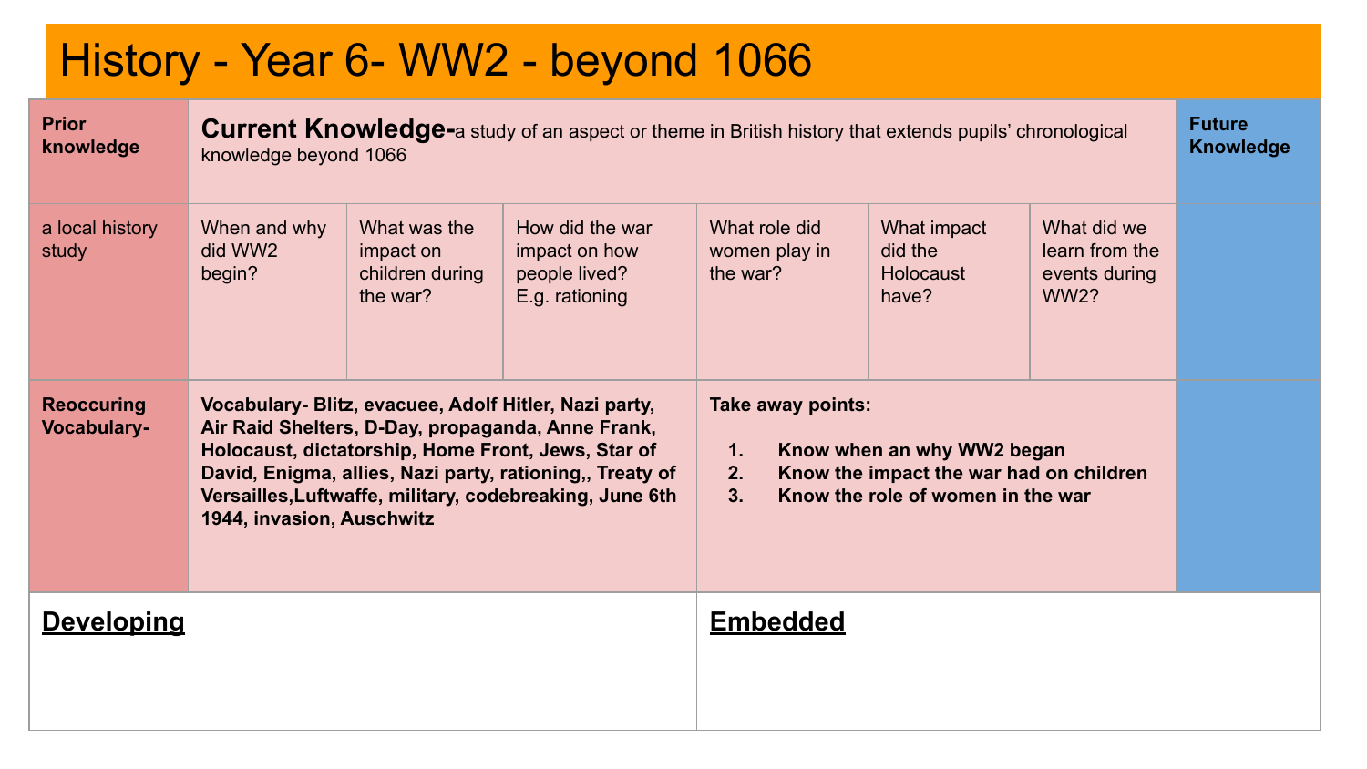# History - Year 6- WW2 - beyond 1066

| **Prior knowledge** | **Current Knowledge-** a study of an aspect or theme in British history that extends pupils' chronological knowledge beyond 1066 | | | | | | **Future Knowledge** |
|---|---|---|---|---|---|---|---|
| a local history study | When and why did WW2 begin? | What was the impact on children during the war? | How did the war impact on how people lived? E.g. rationing | What role did women play in the war? | What impact did the Holocaust have? | What did we learn from the events during WW2? | |
| **Reoccuring Vocabulary-** | **Vocabulary- Blitz, evacuee, Adolf Hitler, Nazi party, Air Raid Shelters, D-Day, propaganda, Anne Frank, Holocaust, dictatorship, Home Front, Jews, Star of David, Enigma, allies, Nazi party, rationing,, Treaty of Versailles,Luftwaffe, military, codebreaking, June 6th 1944, invasion, Auschwitz** | | | **Take away points:**<br>1. **Know when an why WW2 began**<br>2. **Know the impact the war had on children**<br>3. **Know the role of women in the war** | | | |

| **Developing** | **Embedded** |
|---|---|
| | |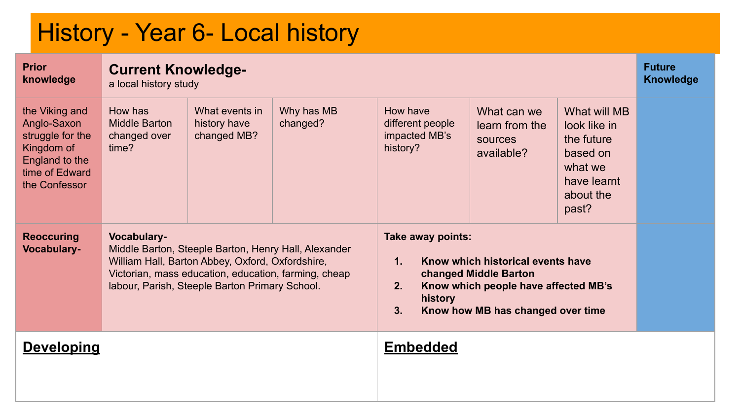# History - Year 6- Local history

| | | | | | | | |
|---|---|---|---|---|---|---|---|
| **Prior knowledge** | **Current Knowledge-** a local history study | | | | | | **Future Knowledge** |
| the Viking and Anglo-Saxon struggle for the Kingdom of England to the time of Edward the Confessor | How has Middle Barton changed over time? | What events in history have changed MB? | Why has MB changed? | How have different people impacted MB's history? | What can we learn from the sources available? | What will MB look like in the future based on what we have learnt about the past? | |
| **Reoccuring Vocabulary-** | **Vocabulary-** Middle Barton, Steeple Barton, Henry Hall, Alexander William Hall, Barton Abbey, Oxford, Oxfordshire, Victorian, mass education, education, farming, cheap labour, Parish, Steeple Barton Primary School. | | | **Take away points:** 1. **Know which historical events have changed Middle Barton** 2. **Know which people have affected MB's history** 3. **Know how MB has changed over time** | | | |
| **Developing** | | | | **Embedded** | | | |